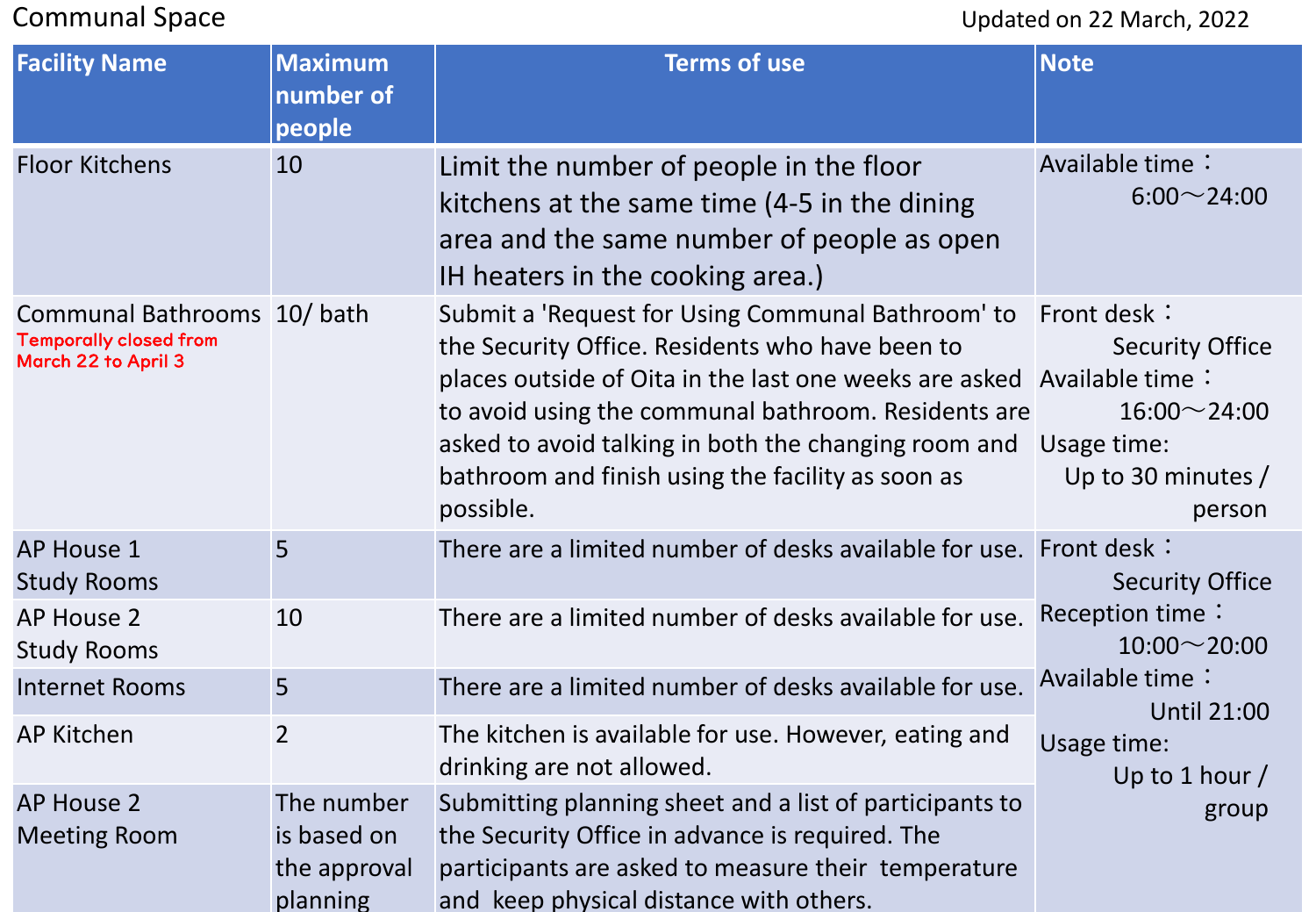## Communal Space

Updated on 22 March, 2022

| Facility Name | Maximum number of people | Terms of use | Note |
|---|---|---|---|
| Floor Kitchens | 10 | Limit the number of people in the floor kitchens at the same time (4-5 in the dining area and the same number of people as open IH heaters in the cooking area.) | Available time：6:00～24:00 |
| Communal Bathrooms Temporally closed from March 22 to April 3 | 10/ bath | Submit a 'Request for Using Communal Bathroom' to the Security Office. Residents who have been to places outside of Oita in the last one weeks are asked to avoid using the communal bathroom. Residents are asked to avoid talking in both the changing room and bathroom and finish using the facility as soon as possible. | Front desk：Security Office Available time：16:00～24:00 Usage time: Up to 30 minutes / person |
| AP House 1 Study Rooms | 5 | There are a limited number of desks available for use. | Front desk：Security Office Reception time：10:00～20:00 Available time：Until 21:00 Usage time: Up to 1 hour / group |
| AP House 2 Study Rooms | 10 | There are a limited number of desks available for use. | |
| Internet Rooms | 5 | There are a limited number of desks available for use. | |
| AP Kitchen | 2 | The kitchen is available for use. However, eating and drinking are not allowed. | |
| AP House 2 Meeting Room | The number is based on the approval planning | Submitting planning sheet and a list of participants to the Security Office in advance is required. The participants are asked to measure their temperature and keep physical distance with others. | |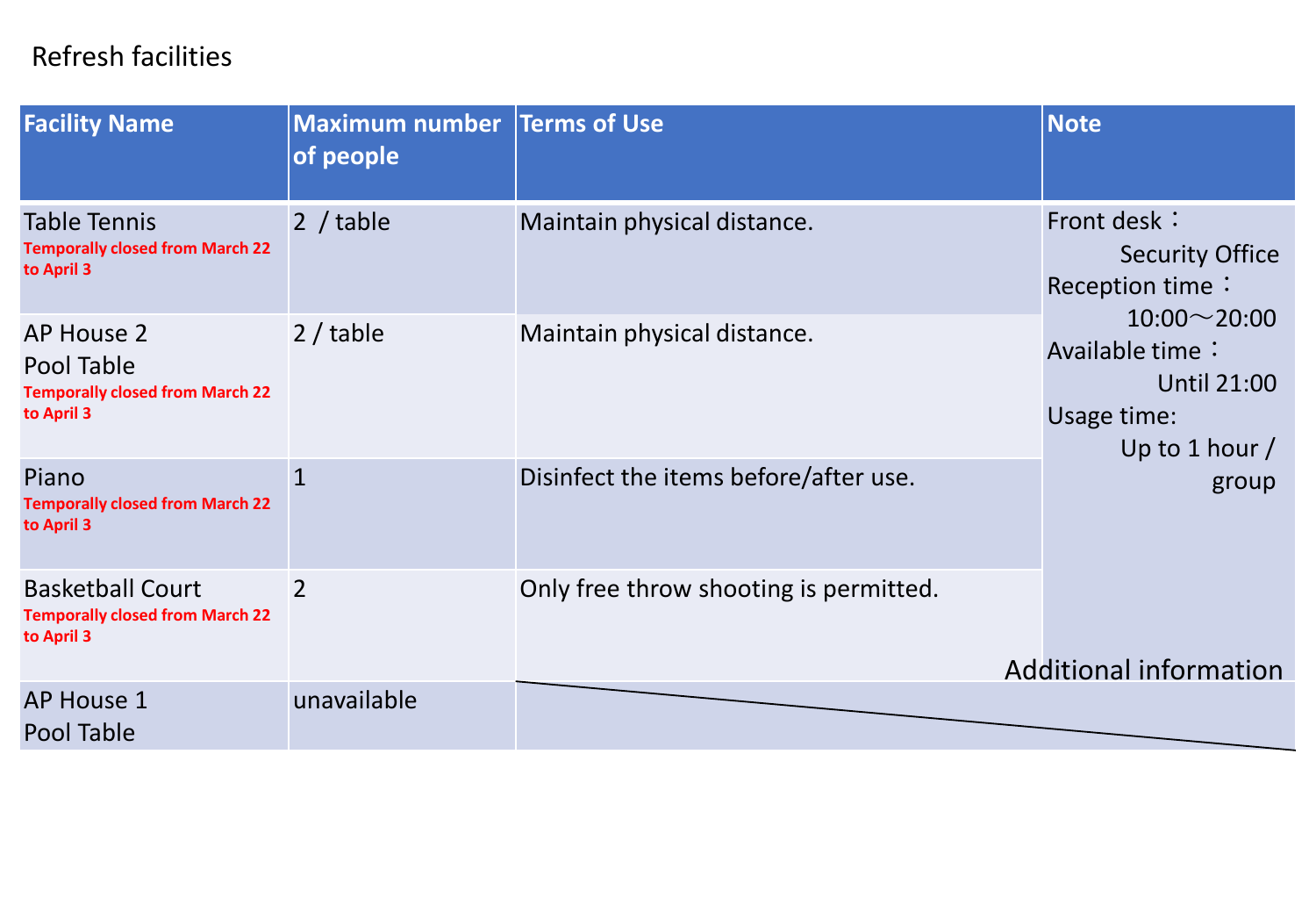Refresh facilities

| Facility Name | Maximum number of people | Terms of Use | Note |
|---|---|---|---|
| Table Tennis<br>**Temporally closed from March 22 to April 3** | 2 / table | Maintain physical distance. | Front desk：Security Office<br>Reception time：10:00～20:00<br>Available time：Until 21:00<br>Usage time: Up to 1 hour / group |
| AP House 2 Pool Table<br>**Temporally closed from March 22 to April 3** | 2 / table | Maintain physical distance. | |
| Piano<br>**Temporally closed from March 22 to April 3** | 1 | Disinfect the items before/after use. | |
| Basketball Court<br>**Temporally closed from March 22 to April 3** | 2 | Only free throw shooting is permitted. | Additional information |
| AP House 1 Pool Table | unavailable | | |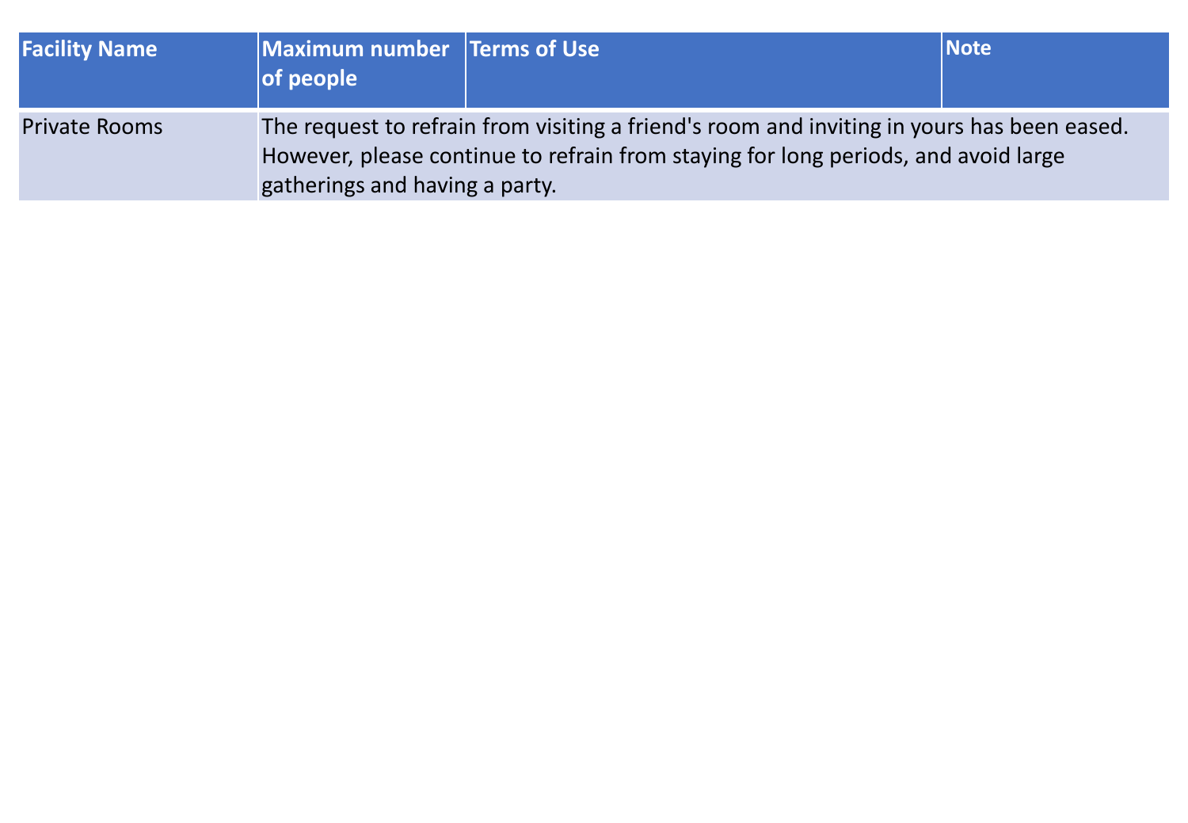| Facility Name | Maximum number of people | Terms of Use | Note |
|---|---|---|---|
| Private Rooms | The request to refrain from visiting a friend's room and inviting in yours has been eased. However, please continue to refrain from staying for long periods, and avoid large gatherings and having a party. | | |